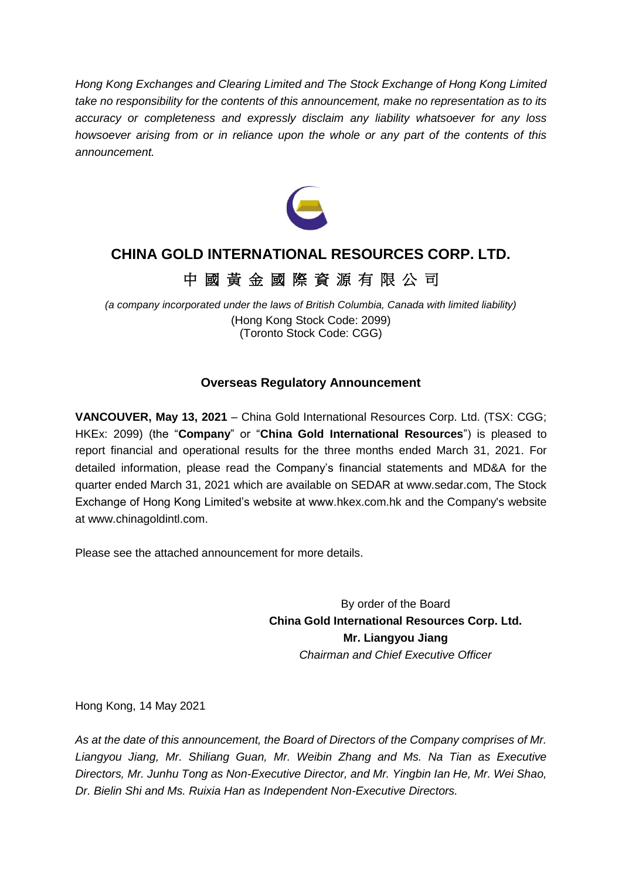*Hong Kong Exchanges and Clearing Limited and The Stock Exchange of Hong Kong Limited take no responsibility for the contents of this announcement, make no representation as to its accuracy or completeness and expressly disclaim any liability whatsoever for any loss howsoever arising from or in reliance upon the whole or any part of the contents of this announcement.*

# CHINA GOLD INTERNATIONAL RESOURCES CORP. LTD.

# 中 國 黃 金 國 際 資 源 有 限 公 司

*(a company incorporated under the laws of British Columbia, Canada with limited liability)*
(Hong Kong Stock Code: 2099)
(Toronto Stock Code: CGG)

## Overseas Regulatory Announcement

**VANCOUVER, May 13, 2021** – China Gold International Resources Corp. Ltd. (TSX: CGG; HKEx: 2099) (the "**Company**" or "**China Gold International Resources**") is pleased to report financial and operational results for the three months ended March 31, 2021. For detailed information, please read the Company's financial statements and MD&A for the quarter ended March 31, 2021 which are available on SEDAR at www.sedar.com, The Stock Exchange of Hong Kong Limited's website at www.hkex.com.hk and the Company's website at www.chinagoldintl.com.

Please see the attached announcement for more details.

By order of the Board
**China Gold International Resources Corp. Ltd.**
**Mr. Liangyou Jiang**
*Chairman and Chief Executive Officer*

Hong Kong, 14 May 2021

*As at the date of this announcement, the Board of Directors of the Company comprises of Mr. Liangyou Jiang, Mr. Shiliang Guan, Mr. Weibin Zhang and Ms. Na Tian as Executive Directors, Mr. Junhu Tong as Non-Executive Director, and Mr. Yingbin Ian He, Mr. Wei Shao, Dr. Bielin Shi and Ms. Ruixia Han as Independent Non-Executive Directors.*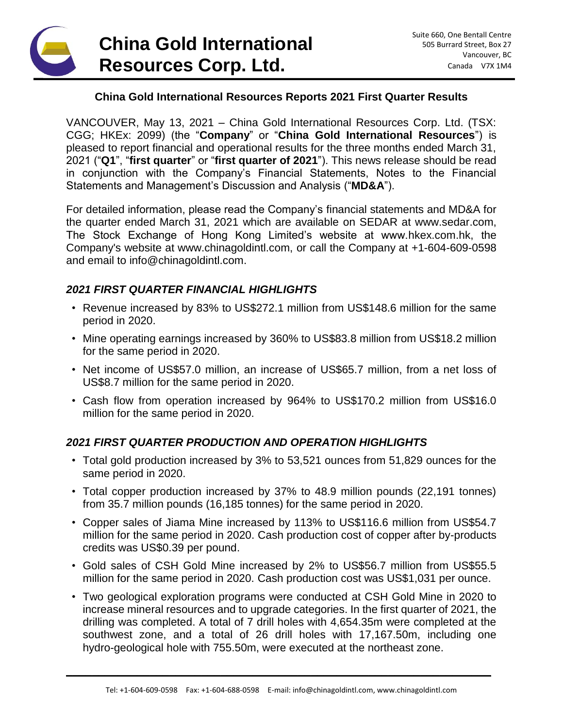# China Gold International Resources Corp. Ltd.

Suite 660, One Bentall Centre
505 Burrard Street, Box 27
Vancouver, BC
Canada V7X 1M4

## China Gold International Resources Reports 2021 First Quarter Results

VANCOUVER, May 13, 2021 – China Gold International Resources Corp. Ltd. (TSX: CGG; HKEx: 2099) (the "**Company**" or "**China Gold International Resources**") is pleased to report financial and operational results for the three months ended March 31, 2021 ("**Q1**", "**first quarter**" or "**first quarter of 2021**"). This news release should be read in conjunction with the Company's Financial Statements, Notes to the Financial Statements and Management's Discussion and Analysis ("**MD&A**").

For detailed information, please read the Company's financial statements and MD&A for the quarter ended March 31, 2021 which are available on SEDAR at www.sedar.com, The Stock Exchange of Hong Kong Limited's website at www.hkex.com.hk, the Company's website at www.chinagoldintl.com, or call the Company at +1-604-609-0598 and email to info@chinagoldintl.com.

### *2021 FIRST QUARTER FINANCIAL HIGHLIGHTS*

- Revenue increased by 83% to US$272.1 million from US$148.6 million for the same period in 2020.
- Mine operating earnings increased by 360% to US$83.8 million from US$18.2 million for the same period in 2020.
- Net income of US$57.0 million, an increase of US$65.7 million, from a net loss of US$8.7 million for the same period in 2020.
- Cash flow from operation increased by 964% to US$170.2 million from US$16.0 million for the same period in 2020.

### *2021 FIRST QUARTER PRODUCTION AND OPERATION HIGHLIGHTS*

- Total gold production increased by 3% to 53,521 ounces from 51,829 ounces for the same period in 2020.
- Total copper production increased by 37% to 48.9 million pounds (22,191 tonnes) from 35.7 million pounds (16,185 tonnes) for the same period in 2020.
- Copper sales of Jiama Mine increased by 113% to US$116.6 million from US$54.7 million for the same period in 2020. Cash production cost of copper after by-products credits was US$0.39 per pound.
- Gold sales of CSH Gold Mine increased by 2% to US$56.7 million from US$55.5 million for the same period in 2020. Cash production cost was US$1,031 per ounce.
- Two geological exploration programs were conducted at CSH Gold Mine in 2020 to increase mineral resources and to upgrade categories. In the first quarter of 2021, the drilling was completed. A total of 7 drill holes with 4,654.35m were completed at the southwest zone, and a total of 26 drill holes with 17,167.50m, including one hydro-geological hole with 755.50m, were executed at the northeast zone.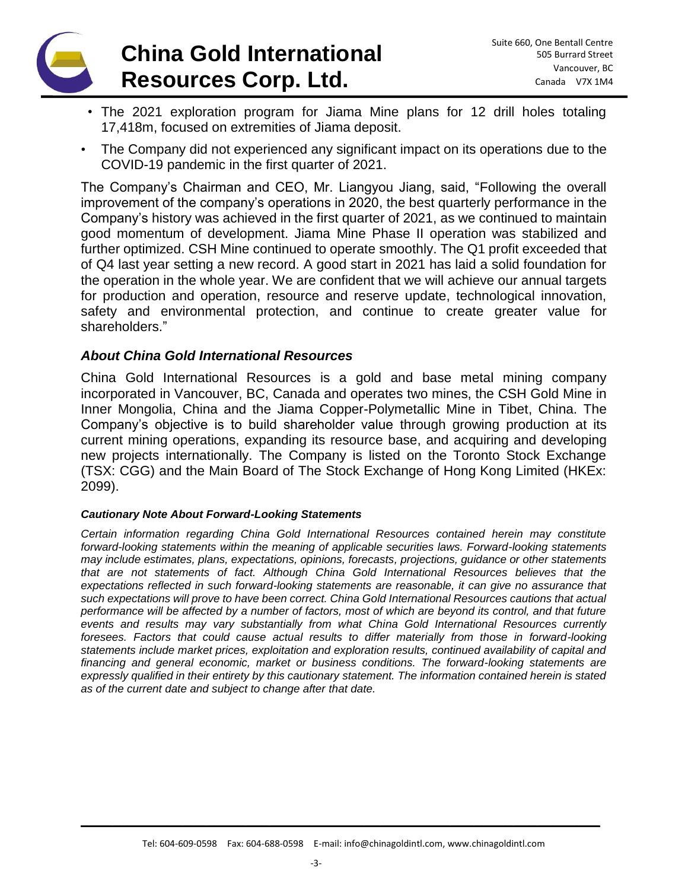- The 2021 exploration program for Jiama Mine plans for 12 drill holes totaling 17,418m, focused on extremities of Jiama deposit.
- The Company did not experienced any significant impact on its operations due to the COVID-19 pandemic in the first quarter of 2021.

The Company's Chairman and CEO, Mr. Liangyou Jiang, said, "Following the overall improvement of the company's operations in 2020, the best quarterly performance in the Company's history was achieved in the first quarter of 2021, as we continued to maintain good momentum of development. Jiama Mine Phase II operation was stabilized and further optimized. CSH Mine continued to operate smoothly. The Q1 profit exceeded that of Q4 last year setting a new record. A good start in 2021 has laid a solid foundation for the operation in the whole year. We are confident that we will achieve our annual targets for production and operation, resource and reserve update, technological innovation, safety and environmental protection, and continue to create greater value for shareholders."

## *About China Gold International Resources*

China Gold International Resources is a gold and base metal mining company incorporated in Vancouver, BC, Canada and operates two mines, the CSH Gold Mine in Inner Mongolia, China and the Jiama Copper-Polymetallic Mine in Tibet, China. The Company's objective is to build shareholder value through growing production at its current mining operations, expanding its resource base, and acquiring and developing new projects internationally. The Company is listed on the Toronto Stock Exchange (TSX: CGG) and the Main Board of The Stock Exchange of Hong Kong Limited (HKEx: 2099).

#### *Cautionary Note About Forward-Looking Statements*

*Certain information regarding China Gold International Resources contained herein may constitute forward-looking statements within the meaning of applicable securities laws. Forward-looking statements may include estimates, plans, expectations, opinions, forecasts, projections, guidance or other statements that are not statements of fact. Although China Gold International Resources believes that the expectations reflected in such forward-looking statements are reasonable, it can give no assurance that such expectations will prove to have been correct. China Gold International Resources cautions that actual performance will be affected by a number of factors, most of which are beyond its control, and that future events and results may vary substantially from what China Gold International Resources currently foresees. Factors that could cause actual results to differ materially from those in forward-looking statements include market prices, exploitation and exploration results, continued availability of capital and financing and general economic, market or business conditions. The forward-looking statements are expressly qualified in their entirety by this cautionary statement. The information contained herein is stated as of the current date and subject to change after that date.*